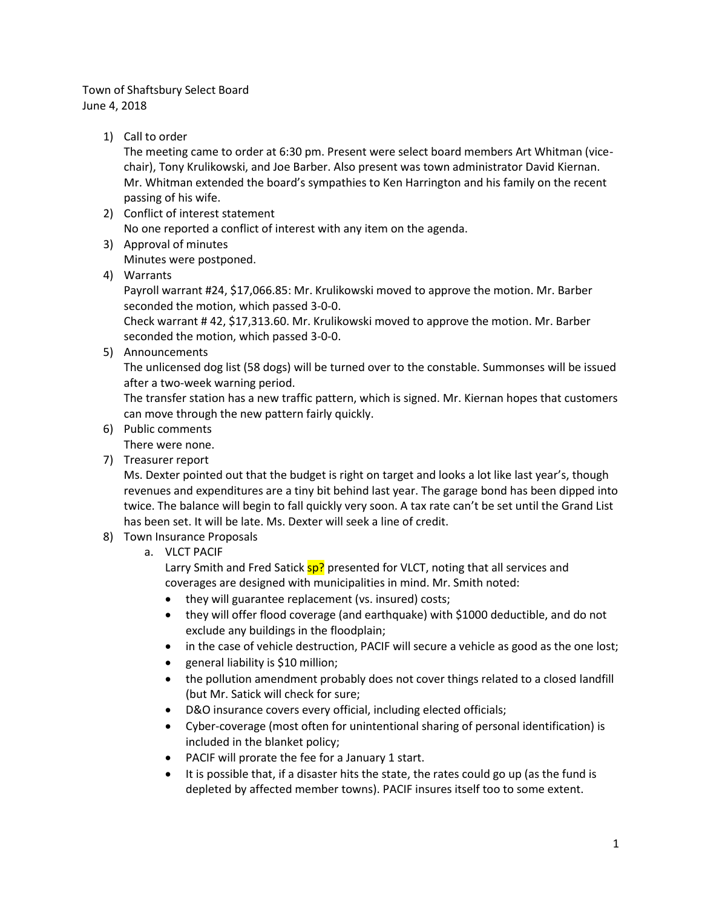Town of Shaftsbury Select Board
June 4, 2018

1) Call to order
   The meeting came to order at 6:30 pm. Present were select board members Art Whitman (vice-chair), Tony Krulikowski, and Joe Barber. Also present was town administrator David Kiernan. Mr. Whitman extended the board's sympathies to Ken Harrington and his family on the recent passing of his wife.
2) Conflict of interest statement
   No one reported a conflict of interest with any item on the agenda.
3) Approval of minutes
   Minutes were postponed.
4) Warrants
   Payroll warrant #24, $17,066.85: Mr. Krulikowski moved to approve the motion. Mr. Barber seconded the motion, which passed 3-0-0.
   Check warrant # 42, $17,313.60. Mr. Krulikowski moved to approve the motion. Mr. Barber seconded the motion, which passed 3-0-0.
5) Announcements
   The unlicensed dog list (58 dogs) will be turned over to the constable. Summonses will be issued after a two-week warning period.
   The transfer station has a new traffic pattern, which is signed. Mr. Kiernan hopes that customers can move through the new pattern fairly quickly.
6) Public comments
   There were none.
7) Treasurer report
   Ms. Dexter pointed out that the budget is right on target and looks a lot like last year's, though revenues and expenditures are a tiny bit behind last year. The garage bond has been dipped into twice. The balance will begin to fall quickly very soon. A tax rate can't be set until the Grand List has been set. It will be late. Ms. Dexter will seek a line of credit.
8) Town Insurance Proposals
   a. VLCT PACIF
      Larry Smith and Fred Satick sp? presented for VLCT, noting that all services and coverages are designed with municipalities in mind. Mr. Smith noted:
      - they will guarantee replacement (vs. insured) costs;
      - they will offer flood coverage (and earthquake) with $1000 deductible, and do not exclude any buildings in the floodplain;
      - in the case of vehicle destruction, PACIF will secure a vehicle as good as the one lost;
      - general liability is $10 million;
      - the pollution amendment probably does not cover things related to a closed landfill (but Mr. Satick will check for sure;
      - D&O insurance covers every official, including elected officials;
      - Cyber-coverage (most often for unintentional sharing of personal identification) is included in the blanket policy;
      - PACIF will prorate the fee for a January 1 start.
      - It is possible that, if a disaster hits the state, the rates could go up (as the fund is depleted by affected member towns). PACIF insures itself too to some extent.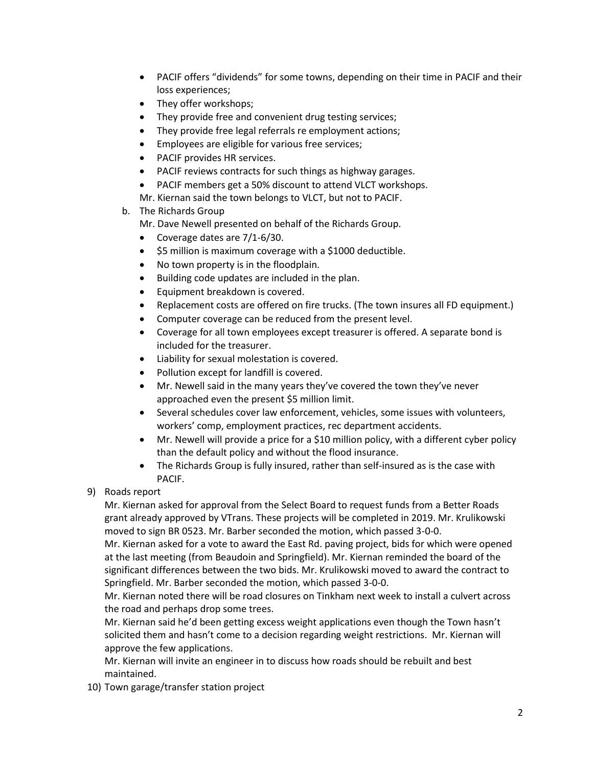- PACIF offers "dividends" for some towns, depending on their time in PACIF and their loss experiences;
- They offer workshops;
- They provide free and convenient drug testing services;
- They provide free legal referrals re employment actions;
- Employees are eligible for various free services;
- PACIF provides HR services.
- PACIF reviews contracts for such things as highway garages.
- PACIF members get a 50% discount to attend VLCT workshops.

Mr. Kiernan said the town belongs to VLCT, but not to PACIF.

b. The Richards Group

Mr. Dave Newell presented on behalf of the Richards Group.

- Coverage dates are 7/1-6/30.
- $5 million is maximum coverage with a $1000 deductible.
- No town property is in the floodplain.
- Building code updates are included in the plan.
- Equipment breakdown is covered.
- Replacement costs are offered on fire trucks. (The town insures all FD equipment.)
- Computer coverage can be reduced from the present level.
- Coverage for all town employees except treasurer is offered. A separate bond is included for the treasurer.
- Liability for sexual molestation is covered.
- Pollution except for landfill is covered.
- Mr. Newell said in the many years they've covered the town they've never approached even the present $5 million limit.
- Several schedules cover law enforcement, vehicles, some issues with volunteers, workers' comp, employment practices, rec department accidents.
- Mr. Newell will provide a price for a $10 million policy, with a different cyber policy than the default policy and without the flood insurance.
- The Richards Group is fully insured, rather than self-insured as is the case with PACIF.

9) Roads report

Mr. Kiernan asked for approval from the Select Board to request funds from a Better Roads grant already approved by VTrans. These projects will be completed in 2019. Mr. Krulikowski moved to sign BR 0523. Mr. Barber seconded the motion, which passed 3-0-0.

Mr. Kiernan asked for a vote to award the East Rd. paving project, bids for which were opened at the last meeting (from Beaudoin and Springfield). Mr. Kiernan reminded the board of the significant differences between the two bids. Mr. Krulikowski moved to award the contract to Springfield. Mr. Barber seconded the motion, which passed 3-0-0.

Mr. Kiernan noted there will be road closures on Tinkham next week to install a culvert across the road and perhaps drop some trees.

Mr. Kiernan said he'd been getting excess weight applications even though the Town hasn't solicited them and hasn't come to a decision regarding weight restrictions. Mr. Kiernan will approve the few applications.

Mr. Kiernan will invite an engineer in to discuss how roads should be rebuilt and best maintained.

10) Town garage/transfer station project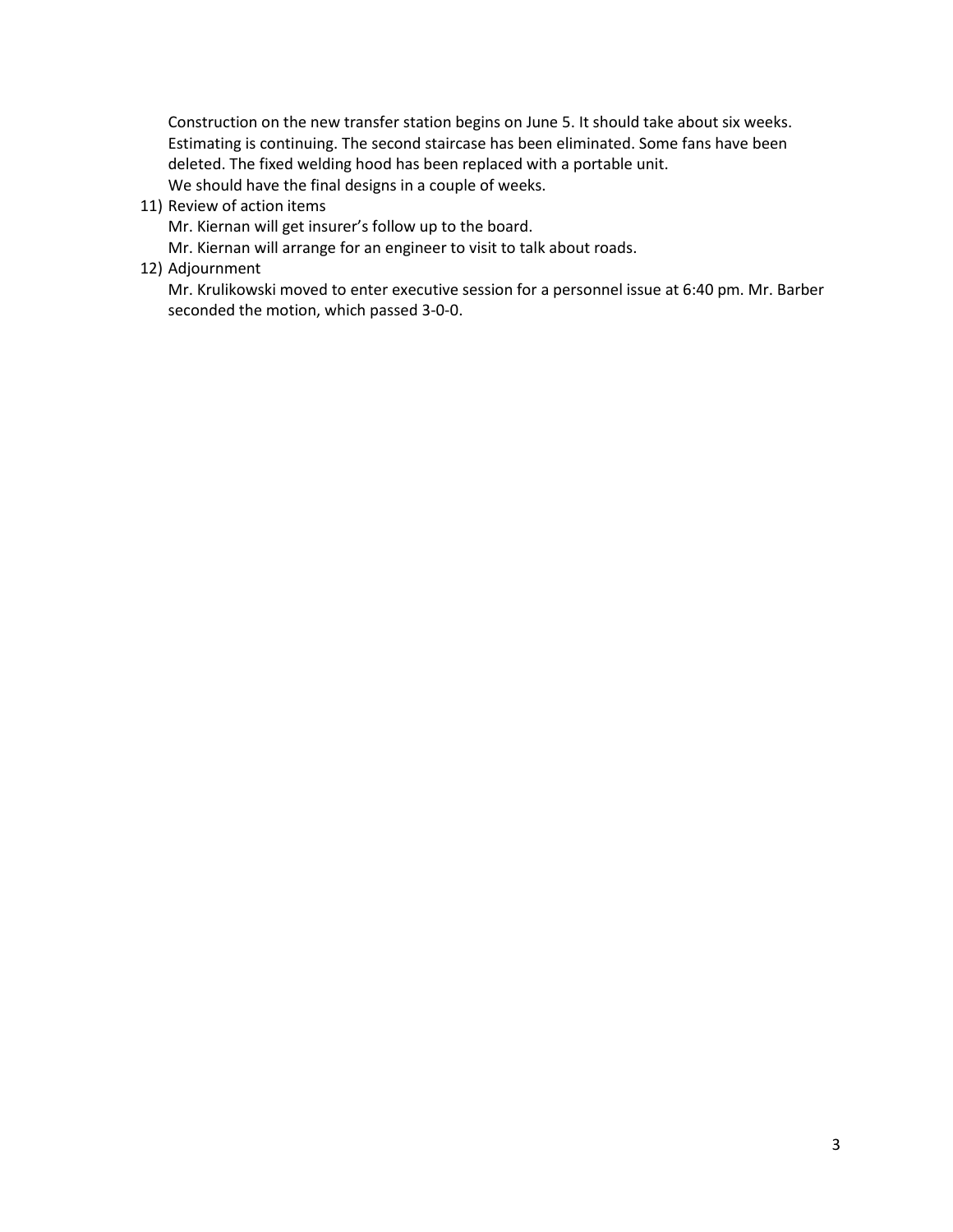Construction on the new transfer station begins on June 5. It should take about six weeks. Estimating is continuing. The second staircase has been eliminated. Some fans have been deleted. The fixed welding hood has been replaced with a portable unit.
We should have the final designs in a couple of weeks.

11) Review of action items
    Mr. Kiernan will get insurer's follow up to the board.
    Mr. Kiernan will arrange for an engineer to visit to talk about roads.
12) Adjournment
    Mr. Krulikowski moved to enter executive session for a personnel issue at 6:40 pm. Mr. Barber seconded the motion, which passed 3-0-0.